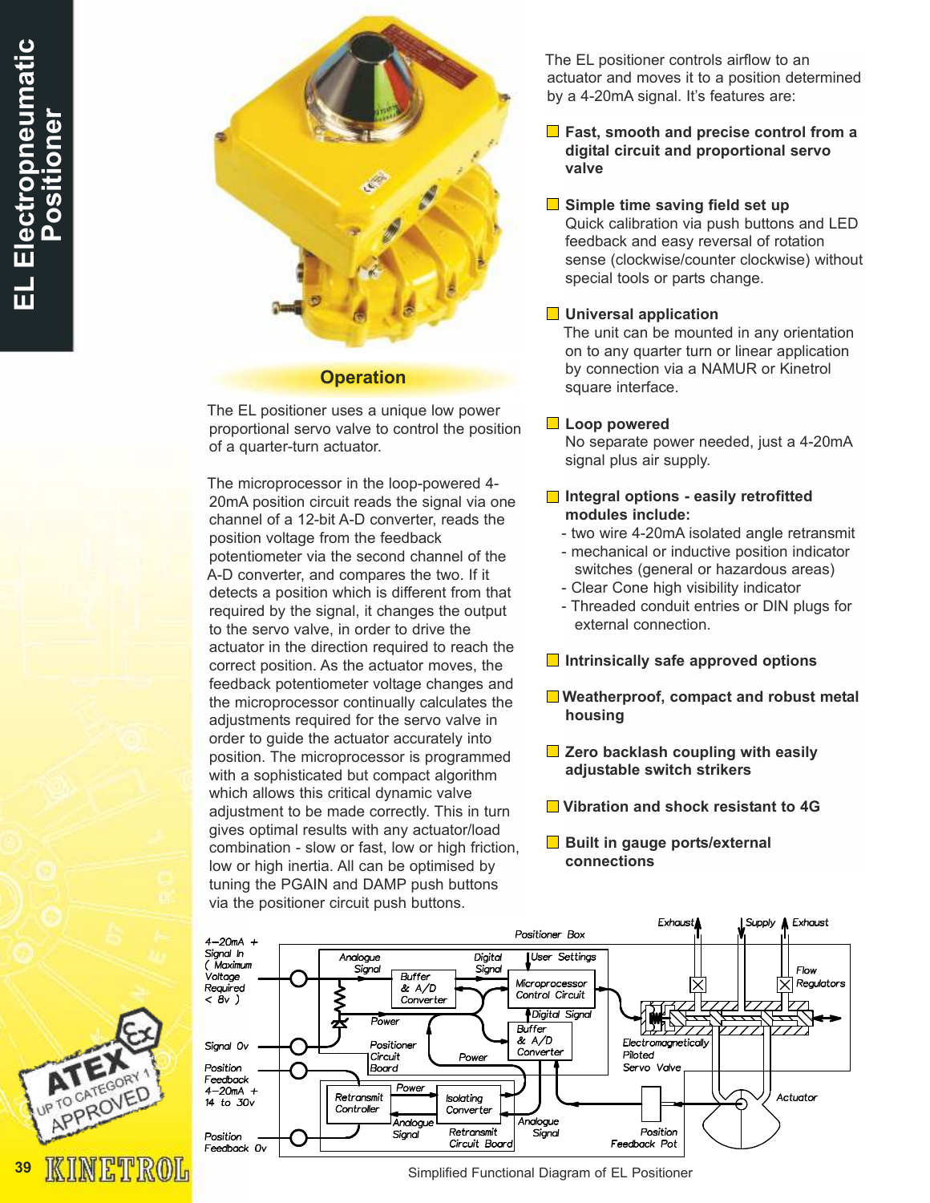# EL Electropneumatic Positioner

## Operation

The EL positioner uses a unique low power proportional servo valve to control the position of a quarter-turn actuator.

The microprocessor in the loop-powered 4-20mA position circuit reads the signal via one channel of a 12-bit A-D converter, reads the position voltage from the feedback potentiometer via the second channel of the A-D converter, and compares the two. If it detects a position which is different from that required by the signal, it changes the output to the servo valve, in order to drive the actuator in the direction required to reach the correct position. As the actuator moves, the feedback potentiometer voltage changes and the microprocessor continually calculates the adjustments required for the servo valve in order to guide the actuator accurately into position. The microprocessor is programmed with a sophisticated but compact algorithm which allows this critical dynamic valve adjustment to be made correctly. This in turn gives optimal results with any actuator/load combination - slow or fast, low or high friction, low or high inertia. All can be optimised by tuning the PGAIN and DAMP push buttons via the positioner circuit push buttons.

The EL positioner controls airflow to an actuator and moves it to a position determined by a 4-20mA signal. It's features are:

- **Fast, smooth and precise control from a digital circuit and proportional servo valve**
- **Simple time saving field set up**
  Quick calibration via push buttons and LED feedback and easy reversal of rotation sense (clockwise/counter clockwise) without special tools or parts change.
- **Universal application**
  The unit can be mounted in any orientation on to any quarter turn or linear application by connection via a NAMUR or Kinetrol square interface.
- **Loop powered**
  No separate power needed, just a 4-20mA signal plus air supply.
- **Integral options - easily retrofitted modules include:**
  - two wire 4-20mA isolated angle retransmit
  - mechanical or inductive position indicator switches (general or hazardous areas)
  - Clear Cone high visibility indicator
  - Threaded conduit entries or DIN plugs for external connection.
- **Intrinsically safe approved options**
- **Weatherproof, compact and robust metal housing**
- **Zero backlash coupling with easily adjustable switch strikers**
- **Vibration and shock resistant to 4G**
- **Built in gauge ports/external connections**

Positioner Box — 4–20mA + Signal In (Maximum Voltage Required < 8v); Signal 0v; Position Feedback 4–20mA + 14 to 30v; Position Feedback 0v; Analogue Signal; Digital Signal; User Settings; Buffer & A/D Converter; Microprocessor Control Circuit; Power; Positioner Circuit Board; Buffer & A/D Converter; Retransmit Controller; Isolating Converter; Retransmit Circuit Board; Exhaust; Supply; Exhaust; Flow Regulators; Electromagnetically Piloted Servo Valve; Actuator; Position Feedback Pot

Simplified Functional Diagram of EL Positioner

ATEX UP TO CATEGORY 1 APPROVED

KINETROL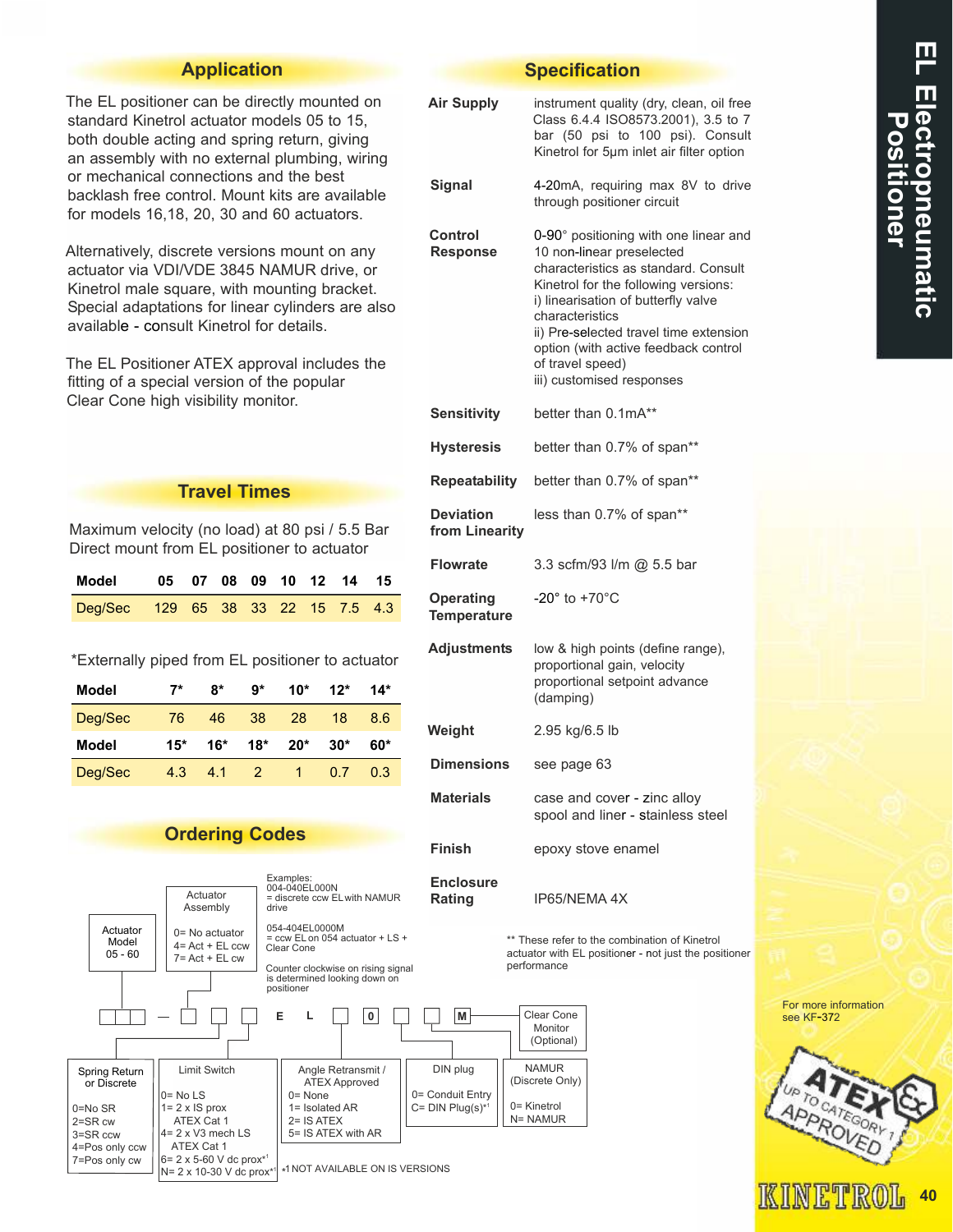# EL Electropneumatic Positioner

## Application

The EL positioner can be directly mounted on standard Kinetrol actuator models 05 to 15, both double acting and spring return, giving an assembly with no external plumbing, wiring or mechanical connections and the best backlash free control. Mount kits are available for models 16,18, 20, 30 and 60 actuators.

Alternatively, discrete versions mount on any actuator via VDI/VDE 3845 NAMUR drive, or Kinetrol male square, with mounting bracket. Special adaptations for linear cylinders are also available - consult Kinetrol for details.

The EL Positioner ATEX approval includes the fitting of a special version of the popular Clear Cone high visibility monitor.

## Travel Times

Maximum velocity (no load) at 80 psi / 5.5 Bar
Direct mount from EL positioner to actuator

| Model | 05 | 07 | 08 | 09 | 10 | 12 | 14 | 15 |
|---|---|---|---|---|---|---|---|---|
| Deg/Sec | 129 | 65 | 38 | 33 | 22 | 15 | 7.5 | 4.3 |

*Externally piped from EL positioner to actuator

| Model | 7* | 8* | 9* | 10* | 12* | 14* |
|---|---|---|---|---|---|---|
| Deg/Sec | 76 | 46 | 38 | 28 | 18 | 8.6 |
| **Model** | **15*** | **16*** | **18*** | **20*** | **30*** | **60*** |
| Deg/Sec | 4.3 | 4.1 | 2 | 1 | 0.7 | 0.3 |

## Ordering Codes

Code format: [ ][ ][ ] — [ ] [ ] [ ] E L [ ] [0] [ ] [ ] [M]

- **Actuator Model**: 05 - 60
- **Actuator Assembly**: 0= No actuator; 4= Act + EL ccw; 7= Act + EL cw
- **Spring Return or Discrete**: 0=No SR; 2=SR cw; 3=SR ccw; 4=Pos only ccw; 7=Pos only cw
- **Limit Switch**: 0= No LS; 1= 2 x IS prox ATEX Cat 1; 4= 2 x V3 mech LS ATEX Cat 1; 6= 2 x 5-60 V dc prox*1; N= 2 x 10-30 V dc prox*1
- **Angle Retransmit / ATEX Approved**: 0= None; 1= Isolated AR; 2= IS ATEX; 5= IS ATEX with AR
- **DIN plug**: 0= Conduit Entry; C= DIN Plug(s)*1
- **NAMUR (Discrete Only)**: 0= Kinetrol; N= NAMUR
- **M**: Clear Cone Monitor (Optional)

Examples:
004-040EL000N
= discrete ccw EL with NAMUR drive

054-404EL0000M
= ccw EL on 054 actuator + LS + Clear Cone

Counter clockwise on rising signal is determined looking down on positioner

*1 NOT AVAILABLE ON IS VERSIONS

## Specification

| | |
|---|---|
| **Air Supply** | instrument quality (dry, clean, oil free Class 6.4.4 ISO8573.2001), 3.5 to 7 bar (50 psi to 100 psi). Consult Kinetrol for 5µm inlet air filter option |
| **Signal** | 4-20mA, requiring max 8V to drive through positioner circuit |
| **Control Response** | 0-90° positioning with one linear and 10 non-linear preselected characteristics as standard. Consult Kinetrol for the following versions: i) linearisation of butterfly valve characteristics ii) Pre-selected travel time extension option (with active feedback control of travel speed) iii) customised responses |
| **Sensitivity** | better than 0.1mA** |
| **Hysteresis** | better than 0.7% of span** |
| **Repeatability** | better than 0.7% of span** |
| **Deviation from Linearity** | less than 0.7% of span** |
| **Flowrate** | 3.3 scfm/93 l/m @ 5.5 bar |
| **Operating Temperature** | -20° to +70°C |
| **Adjustments** | low & high points (define range), proportional gain, velocity proportional setpoint advance (damping) |
| **Weight** | 2.95 kg/6.5 lb |
| **Dimensions** | see page 63 |
| **Materials** | case and cover - zinc alloy; spool and liner - stainless steel |
| **Finish** | epoxy stove enamel |
| **Enclosure Rating** | IP65/NEMA 4X |

** These refer to the combination of Kinetrol actuator with EL positioner - not just the positioner performance

For more information see KF-372

ATEX UP TO CATEGORY 1 APPROVED

KINETROL